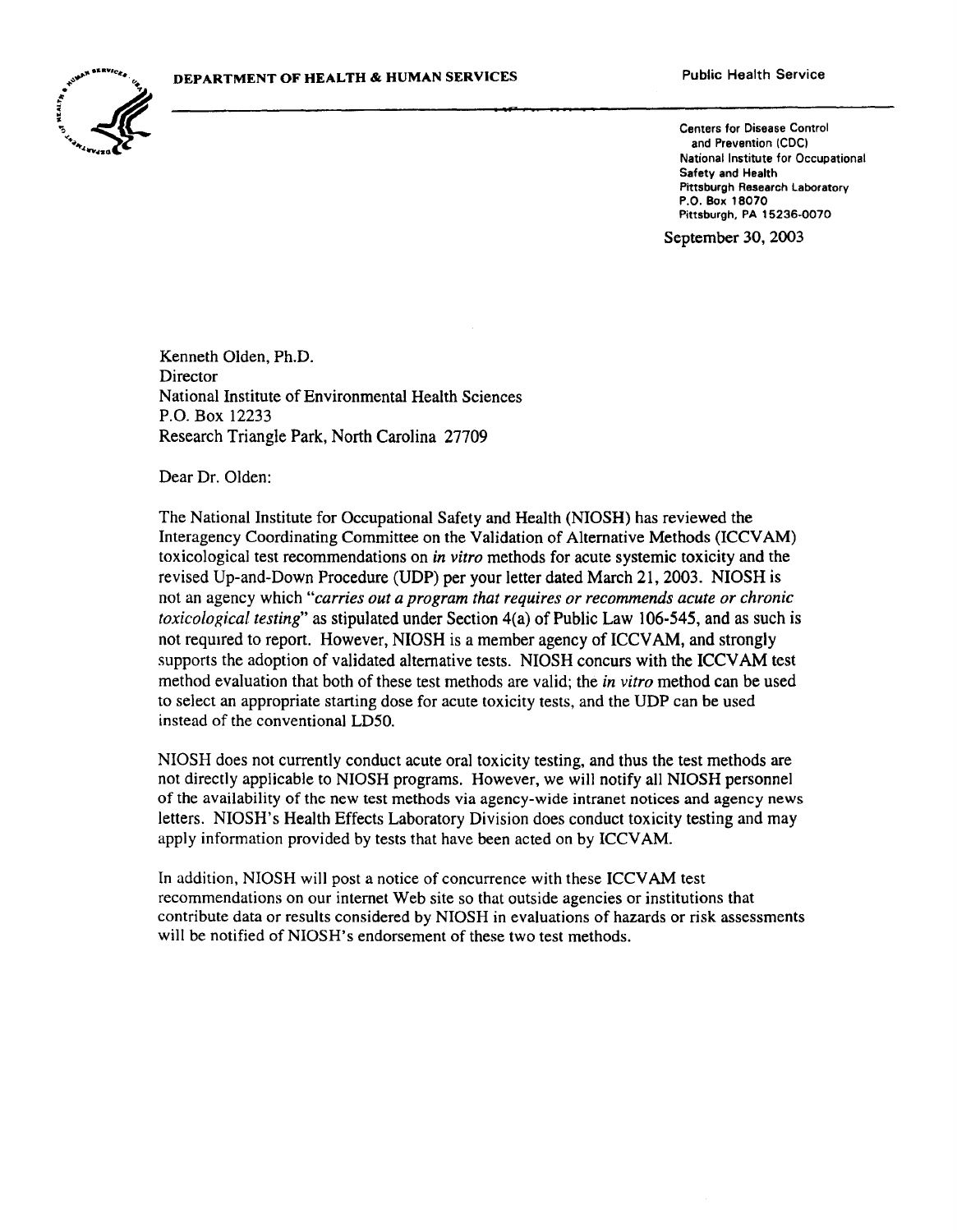**DEPARTMENT OF HEALTH & HUMAN SERVICES**

Public Health Service

Centers for Disease Control and Prevention (CDC)
National Institute for Occupational Safety and Health
Pittsburgh Research Laboratory
P.O. Box 18070
Pittsburgh, PA 15236-0070

September 30, 2003

Kenneth Olden, Ph.D.
Director
National Institute of Environmental Health Sciences
P.O. Box 12233
Research Triangle Park, North Carolina 27709

Dear Dr. Olden:

The National Institute for Occupational Safety and Health (NIOSH) has reviewed the Interagency Coordinating Committee on the Validation of Alternative Methods (ICCVAM) toxicological test recommendations on *in vitro* methods for acute systemic toxicity and the revised Up-and-Down Procedure (UDP) per your letter dated March 21, 2003. NIOSH is not an agency which "*carries out a program that requires or recommends acute or chronic toxicological testing*" as stipulated under Section 4(a) of Public Law 106-545, and as such is not required to report. However, NIOSH is a member agency of ICCVAM, and strongly supports the adoption of validated alternative tests. NIOSH concurs with the ICCVAM test method evaluation that both of these test methods are valid; the *in vitro* method can be used to select an appropriate starting dose for acute toxicity tests, and the UDP can be used instead of the conventional LD50.

NIOSH does not currently conduct acute oral toxicity testing, and thus the test methods are not directly applicable to NIOSH programs. However, we will notify all NIOSH personnel of the availability of the new test methods via agency-wide intranet notices and agency news letters. NIOSH's Health Effects Laboratory Division does conduct toxicity testing and may apply information provided by tests that have been acted on by ICCVAM.

In addition, NIOSH will post a notice of concurrence with these ICCVAM test recommendations on our internet Web site so that outside agencies or institutions that contribute data or results considered by NIOSH in evaluations of hazards or risk assessments will be notified of NIOSH's endorsement of these two test methods.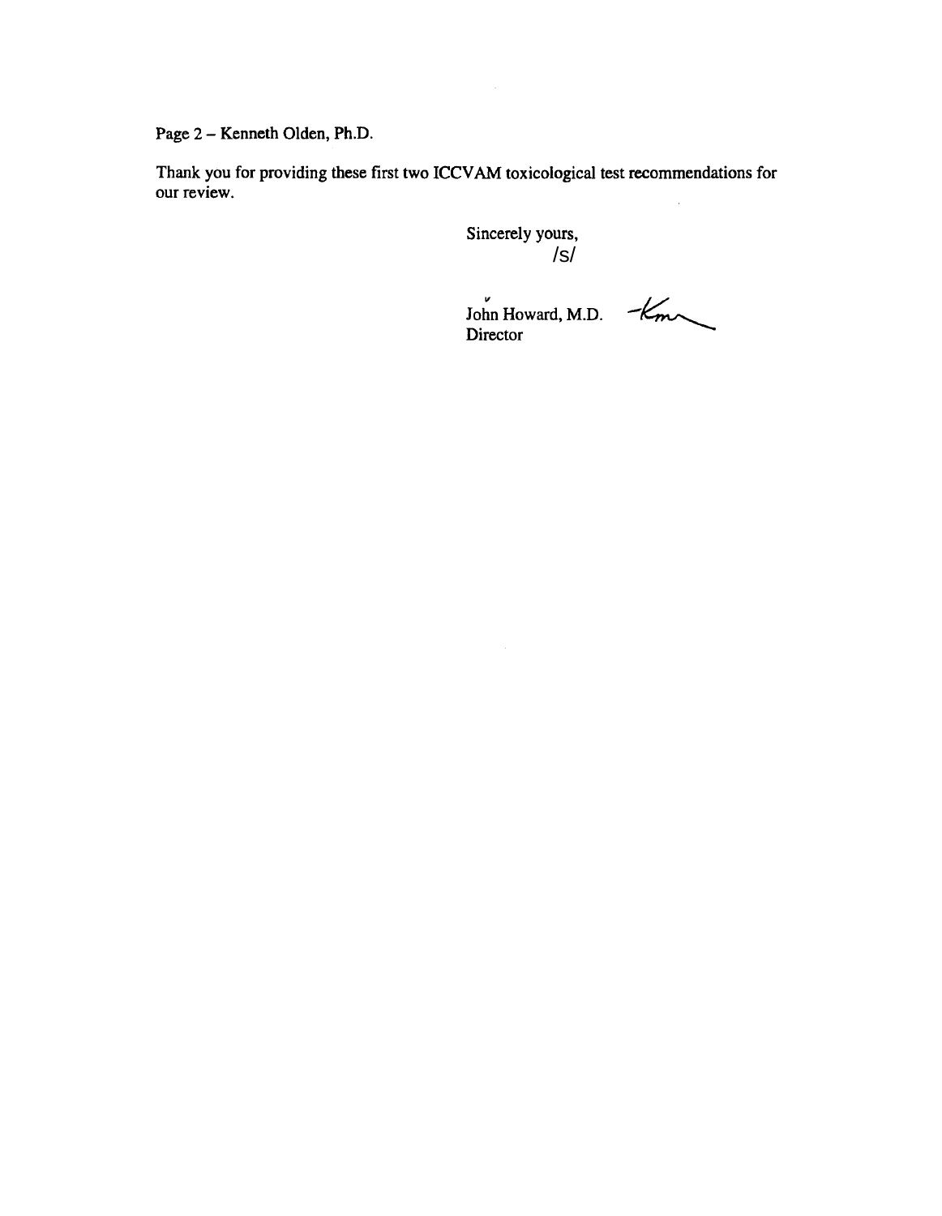Page 2 – Kenneth Olden, Ph.D.

Thank you for providing these first two ICCVAM toxicological test recommendations for our review.

Sincerely yours,
/s/

John Howard, M.D.
Director